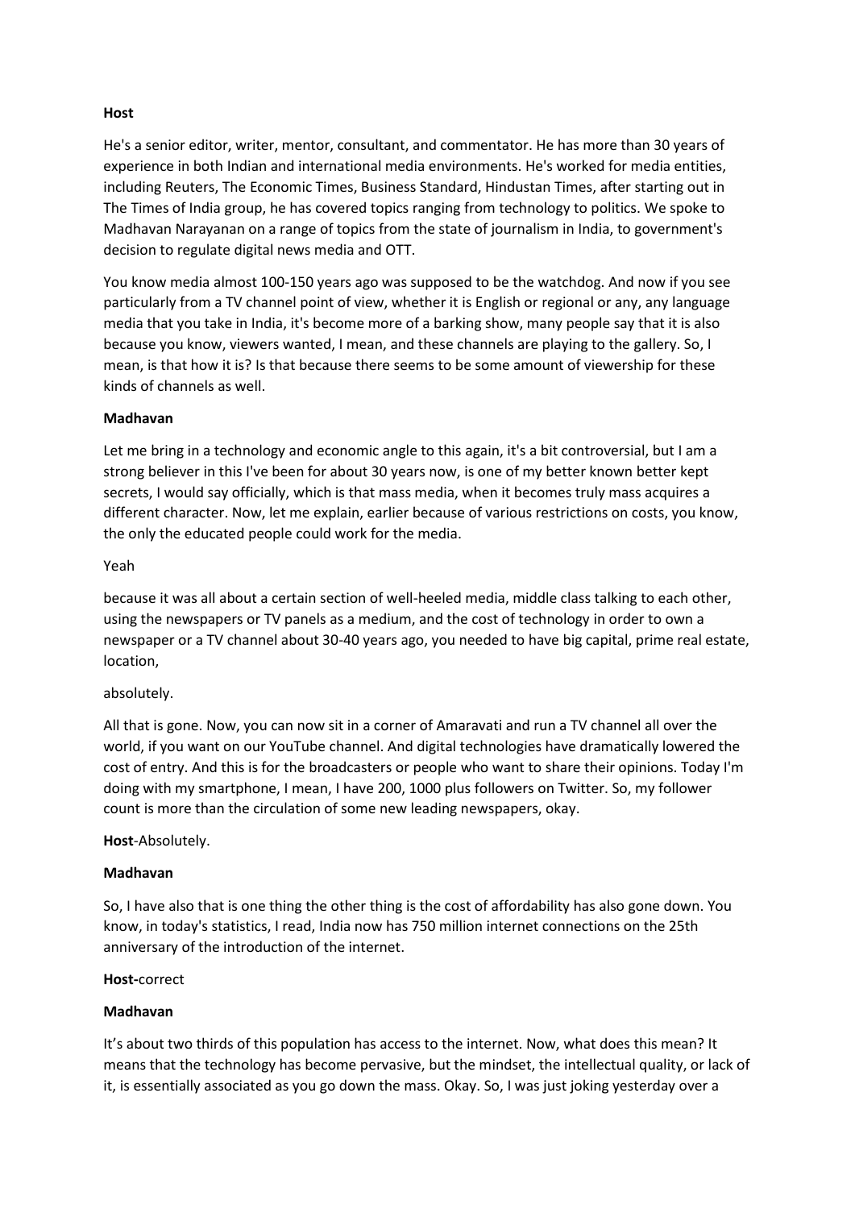**Host**

He's a senior editor, writer, mentor, consultant, and commentator. He has more than 30 years of experience in both Indian and international media environments. He's worked for media entities, including Reuters, The Economic Times, Business Standard, Hindustan Times, after starting out in The Times of India group, he has covered topics ranging from technology to politics. We spoke to Madhavan Narayanan on a range of topics from the state of journalism in India, to government's decision to regulate digital news media and OTT.

You know media almost 100-150 years ago was supposed to be the watchdog. And now if you see particularly from a TV channel point of view, whether it is English or regional or any, any language media that you take in India, it's become more of a barking show, many people say that it is also because you know, viewers wanted, I mean, and these channels are playing to the gallery. So, I mean, is that how it is? Is that because there seems to be some amount of viewership for these kinds of channels as well.

**Madhavan**

Let me bring in a technology and economic angle to this again, it's a bit controversial, but I am a strong believer in this I've been for about 30 years now, is one of my better known better kept secrets, I would say officially, which is that mass media, when it becomes truly mass acquires a different character. Now, let me explain, earlier because of various restrictions on costs, you know, the only the educated people could work for the media.

Yeah

because it was all about a certain section of well-heeled media, middle class talking to each other, using the newspapers or TV panels as a medium, and the cost of technology in order to own a newspaper or a TV channel about 30-40 years ago, you needed to have big capital, prime real estate, location,

absolutely.

All that is gone. Now, you can now sit in a corner of Amaravati and run a TV channel all over the world, if you want on our YouTube channel. And digital technologies have dramatically lowered the cost of entry. And this is for the broadcasters or people who want to share their opinions. Today I'm doing with my smartphone, I mean, I have 200, 1000 plus followers on Twitter. So, my follower count is more than the circulation of some new leading newspapers, okay.

**Host**-Absolutely.

**Madhavan**

So, I have also that is one thing the other thing is the cost of affordability has also gone down. You know, in today's statistics, I read, India now has 750 million internet connections on the 25th anniversary of the introduction of the internet.

**Host-**correct

**Madhavan**

It's about two thirds of this population has access to the internet. Now, what does this mean? It means that the technology has become pervasive, but the mindset, the intellectual quality, or lack of it, is essentially associated as you go down the mass. Okay. So, I was just joking yesterday over a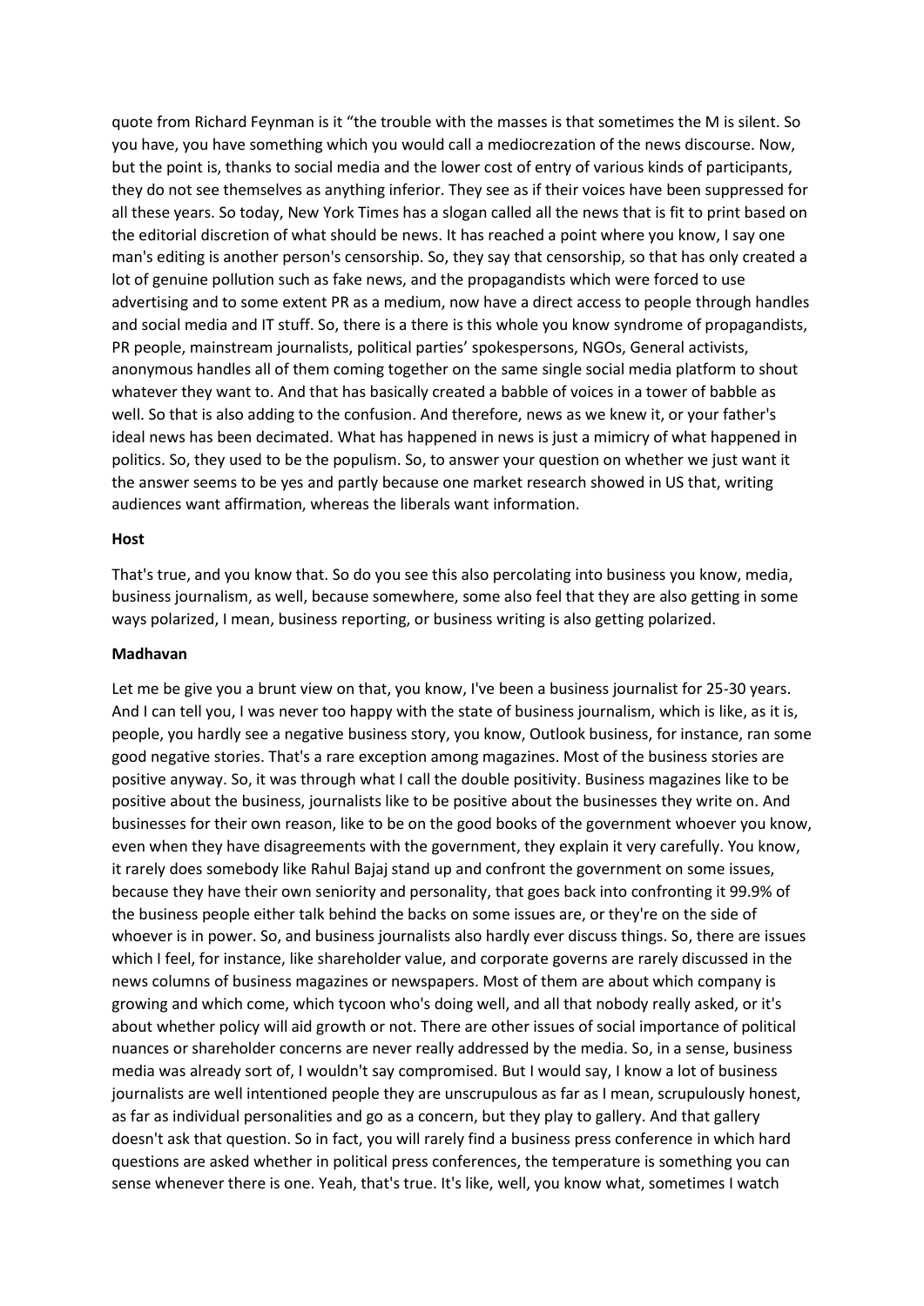quote from Richard Feynman is it "the trouble with the masses is that sometimes the M is silent. So you have, you have something which you would call a mediocrezation of the news discourse. Now, but the point is, thanks to social media and the lower cost of entry of various kinds of participants, they do not see themselves as anything inferior. They see as if their voices have been suppressed for all these years. So today, New York Times has a slogan called all the news that is fit to print based on the editorial discretion of what should be news. It has reached a point where you know, I say one man's editing is another person's censorship. So, they say that censorship, so that has only created a lot of genuine pollution such as fake news, and the propagandists which were forced to use advertising and to some extent PR as a medium, now have a direct access to people through handles and social media and IT stuff. So, there is a there is this whole you know syndrome of propagandists, PR people, mainstream journalists, political parties' spokespersons, NGOs, General activists, anonymous handles all of them coming together on the same single social media platform to shout whatever they want to. And that has basically created a babble of voices in a tower of babble as well. So that is also adding to the confusion. And therefore, news as we knew it, or your father's ideal news has been decimated. What has happened in news is just a mimicry of what happened in politics. So, they used to be the populism. So, to answer your question on whether we just want it the answer seems to be yes and partly because one market research showed in US that, writing audiences want affirmation, whereas the liberals want information.

**Host**

That's true, and you know that. So do you see this also percolating into business you know, media, business journalism, as well, because somewhere, some also feel that they are also getting in some ways polarized, I mean, business reporting, or business writing is also getting polarized.

**Madhavan**

Let me be give you a brunt view on that, you know, I've been a business journalist for 25-30 years. And I can tell you, I was never too happy with the state of business journalism, which is like, as it is, people, you hardly see a negative business story, you know, Outlook business, for instance, ran some good negative stories. That's a rare exception among magazines. Most of the business stories are positive anyway. So, it was through what I call the double positivity. Business magazines like to be positive about the business, journalists like to be positive about the businesses they write on. And businesses for their own reason, like to be on the good books of the government whoever you know, even when they have disagreements with the government, they explain it very carefully. You know, it rarely does somebody like Rahul Bajaj stand up and confront the government on some issues, because they have their own seniority and personality, that goes back into confronting it 99.9% of the business people either talk behind the backs on some issues are, or they're on the side of whoever is in power. So, and business journalists also hardly ever discuss things. So, there are issues which I feel, for instance, like shareholder value, and corporate governs are rarely discussed in the news columns of business magazines or newspapers. Most of them are about which company is growing and which come, which tycoon who's doing well, and all that nobody really asked, or it's about whether policy will aid growth or not. There are other issues of social importance of political nuances or shareholder concerns are never really addressed by the media. So, in a sense, business media was already sort of, I wouldn't say compromised. But I would say, I know a lot of business journalists are well intentioned people they are unscrupulous as far as I mean, scrupulously honest, as far as individual personalities and go as a concern, but they play to gallery. And that gallery doesn't ask that question. So in fact, you will rarely find a business press conference in which hard questions are asked whether in political press conferences, the temperature is something you can sense whenever there is one. Yeah, that's true. It's like, well, you know what, sometimes I watch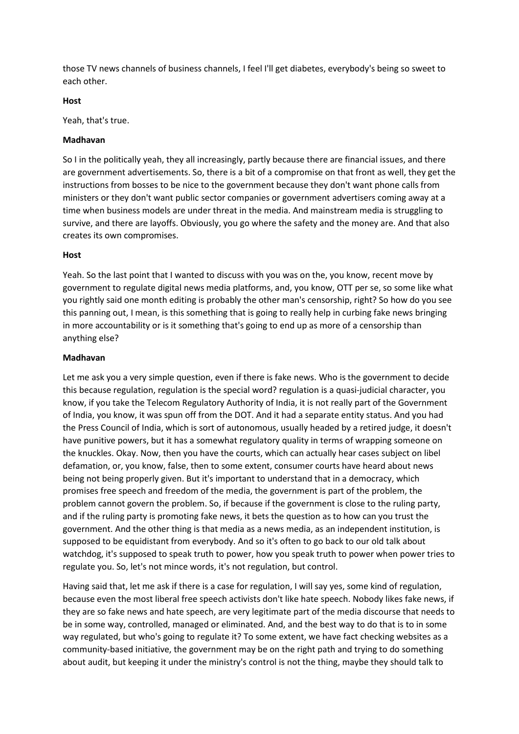those TV news channels of business channels, I feel I'll get diabetes, everybody's being so sweet to each other.

**Host**

Yeah, that's true.

**Madhavan**

So I in the politically yeah, they all increasingly, partly because there are financial issues, and there are government advertisements. So, there is a bit of a compromise on that front as well, they get the instructions from bosses to be nice to the government because they don't want phone calls from ministers or they don't want public sector companies or government advertisers coming away at a time when business models are under threat in the media. And mainstream media is struggling to survive, and there are layoffs. Obviously, you go where the safety and the money are. And that also creates its own compromises.

**Host**

Yeah. So the last point that I wanted to discuss with you was on the, you know, recent move by government to regulate digital news media platforms, and, you know, OTT per se, so some like what you rightly said one month editing is probably the other man's censorship, right? So how do you see this panning out, I mean, is this something that is going to really help in curbing fake news bringing in more accountability or is it something that's going to end up as more of a censorship than anything else?

**Madhavan**

Let me ask you a very simple question, even if there is fake news. Who is the government to decide this because regulation, regulation is the special word? regulation is a quasi-judicial character, you know, if you take the Telecom Regulatory Authority of India, it is not really part of the Government of India, you know, it was spun off from the DOT. And it had a separate entity status. And you had the Press Council of India, which is sort of autonomous, usually headed by a retired judge, it doesn't have punitive powers, but it has a somewhat regulatory quality in terms of wrapping someone on the knuckles. Okay. Now, then you have the courts, which can actually hear cases subject on libel defamation, or, you know, false, then to some extent, consumer courts have heard about news being not being properly given. But it's important to understand that in a democracy, which promises free speech and freedom of the media, the government is part of the problem, the problem cannot govern the problem. So, if because if the government is close to the ruling party, and if the ruling party is promoting fake news, it bets the question as to how can you trust the government. And the other thing is that media as a news media, as an independent institution, is supposed to be equidistant from everybody. And so it's often to go back to our old talk about watchdog, it's supposed to speak truth to power, how you speak truth to power when power tries to regulate you. So, let's not mince words, it's not regulation, but control.

Having said that, let me ask if there is a case for regulation, I will say yes, some kind of regulation, because even the most liberal free speech activists don't like hate speech. Nobody likes fake news, if they are so fake news and hate speech, are very legitimate part of the media discourse that needs to be in some way, controlled, managed or eliminated. And, and the best way to do that is to in some way regulated, but who's going to regulate it? To some extent, we have fact checking websites as a community-based initiative, the government may be on the right path and trying to do something about audit, but keeping it under the ministry's control is not the thing, maybe they should talk to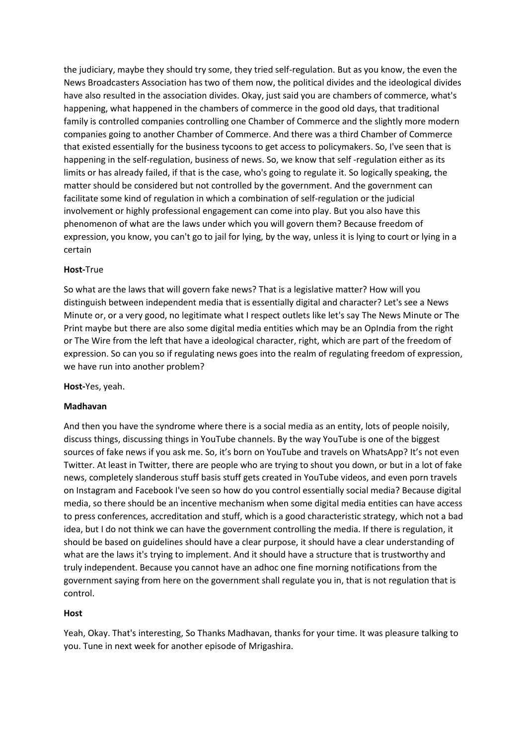the judiciary, maybe they should try some, they tried self-regulation. But as you know, the even the News Broadcasters Association has two of them now, the political divides and the ideological divides have also resulted in the association divides. Okay, just said you are chambers of commerce, what's happening, what happened in the chambers of commerce in the good old days, that traditional family is controlled companies controlling one Chamber of Commerce and the slightly more modern companies going to another Chamber of Commerce. And there was a third Chamber of Commerce that existed essentially for the business tycoons to get access to policymakers. So, I've seen that is happening in the self-regulation, business of news. So, we know that self -regulation either as its limits or has already failed, if that is the case, who's going to regulate it. So logically speaking, the matter should be considered but not controlled by the government. And the government can facilitate some kind of regulation in which a combination of self-regulation or the judicial involvement or highly professional engagement can come into play. But you also have this phenomenon of what are the laws under which you will govern them? Because freedom of expression, you know, you can't go to jail for lying, by the way, unless it is lying to court or lying in a certain

**Host-**True

So what are the laws that will govern fake news? That is a legislative matter? How will you distinguish between independent media that is essentially digital and character? Let's see a News Minute or, or a very good, no legitimate what I respect outlets like let's say The News Minute or The Print maybe but there are also some digital media entities which may be an OpIndia from the right or The Wire from the left that have a ideological character, right, which are part of the freedom of expression. So can you so if regulating news goes into the realm of regulating freedom of expression, we have run into another problem?

**Host-**Yes, yeah.

**Madhavan**

And then you have the syndrome where there is a social media as an entity, lots of people noisily, discuss things, discussing things in YouTube channels. By the way YouTube is one of the biggest sources of fake news if you ask me. So, it's born on YouTube and travels on WhatsApp? It's not even Twitter. At least in Twitter, there are people who are trying to shout you down, or but in a lot of fake news, completely slanderous stuff basis stuff gets created in YouTube videos, and even porn travels on Instagram and Facebook I've seen so how do you control essentially social media? Because digital media, so there should be an incentive mechanism when some digital media entities can have access to press conferences, accreditation and stuff, which is a good characteristic strategy, which not a bad idea, but I do not think we can have the government controlling the media. If there is regulation, it should be based on guidelines should have a clear purpose, it should have a clear understanding of what are the laws it's trying to implement. And it should have a structure that is trustworthy and truly independent. Because you cannot have an adhoc one fine morning notifications from the government saying from here on the government shall regulate you in, that is not regulation that is control.

**Host**

Yeah, Okay. That's interesting, So Thanks Madhavan, thanks for your time. It was pleasure talking to you. Tune in next week for another episode of Mrigashira.